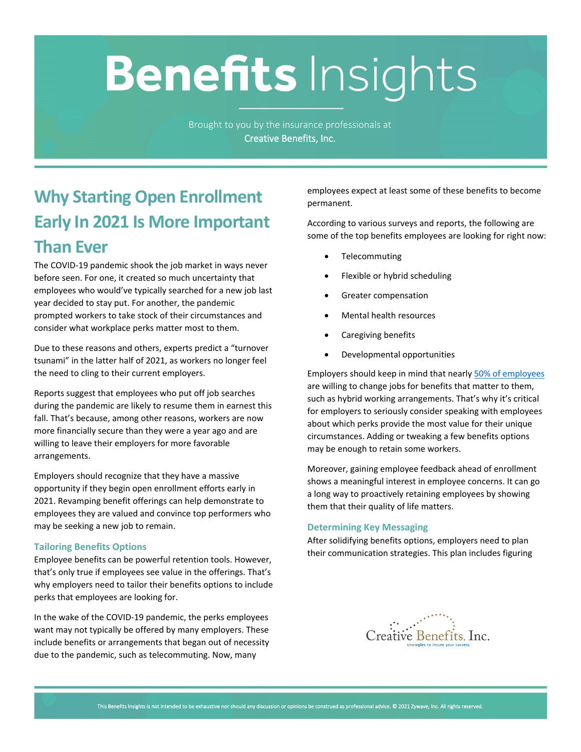# Benefits Insights

Brought to you by the insurance professionals at
**Creative Benefits, Inc.**

## Why Starting Open Enrollment Early In 2021 Is More Important Than Ever

The COVID-19 pandemic shook the job market in ways never before seen. For one, it created so much uncertainty that employees who would've typically searched for a new job last year decided to stay put. For another, the pandemic prompted workers to take stock of their circumstances and consider what workplace perks matter most to them.

Due to these reasons and others, experts predict a "turnover tsunami" in the latter half of 2021, as workers no longer feel the need to cling to their current employers.

Reports suggest that employees who put off job searches during the pandemic are likely to resume them in earnest this fall. That's because, among other reasons, workers are now more financially secure than they were a year ago and are willing to leave their employers for more favorable arrangements.

Employers should recognize that they have a massive opportunity if they begin open enrollment efforts early in 2021. Revamping benefit offerings can help demonstrate to employees they are valued and convince top performers who may be seeking a new job to remain.

### Tailoring Benefits Options

Employee benefits can be powerful retention tools. However, that's only true if employees see value in the offerings. That's why employers need to tailor their benefits options to include perks that employees are looking for.

In the wake of the COVID-19 pandemic, the perks employees want may not typically be offered by many employers. These include benefits or arrangements that began out of necessity due to the pandemic, such as telecommuting. Now, many employees expect at least some of these benefits to become permanent.

According to various surveys and reports, the following are some of the top benefits employees are looking for right now:

- Telecommuting
- Flexible or hybrid scheduling
- Greater compensation
- Mental health resources
- Caregiving benefits
- Developmental opportunities

Employers should keep in mind that nearly 50% of employees are willing to change jobs for benefits that matter to them, such as hybrid working arrangements. That's why it's critical for employers to seriously consider speaking with employees about which perks provide the most value for their unique circumstances. Adding or tweaking a few benefits options may be enough to retain some workers.

Moreover, gaining employee feedback ahead of enrollment shows a meaningful interest in employee concerns. It can go a long way to proactively retaining employees by showing them that their quality of life matters.

### Determining Key Messaging

After solidifying benefits options, employers need to plan their communication strategies. This plan includes figuring

Creative Benefits, Inc.
strategies to insure your success

This Benefits Insights is not intended to be exhaustive nor should any discussion or opinions be construed as professional advice. © 2021 Zywave, Inc. All rights reserved.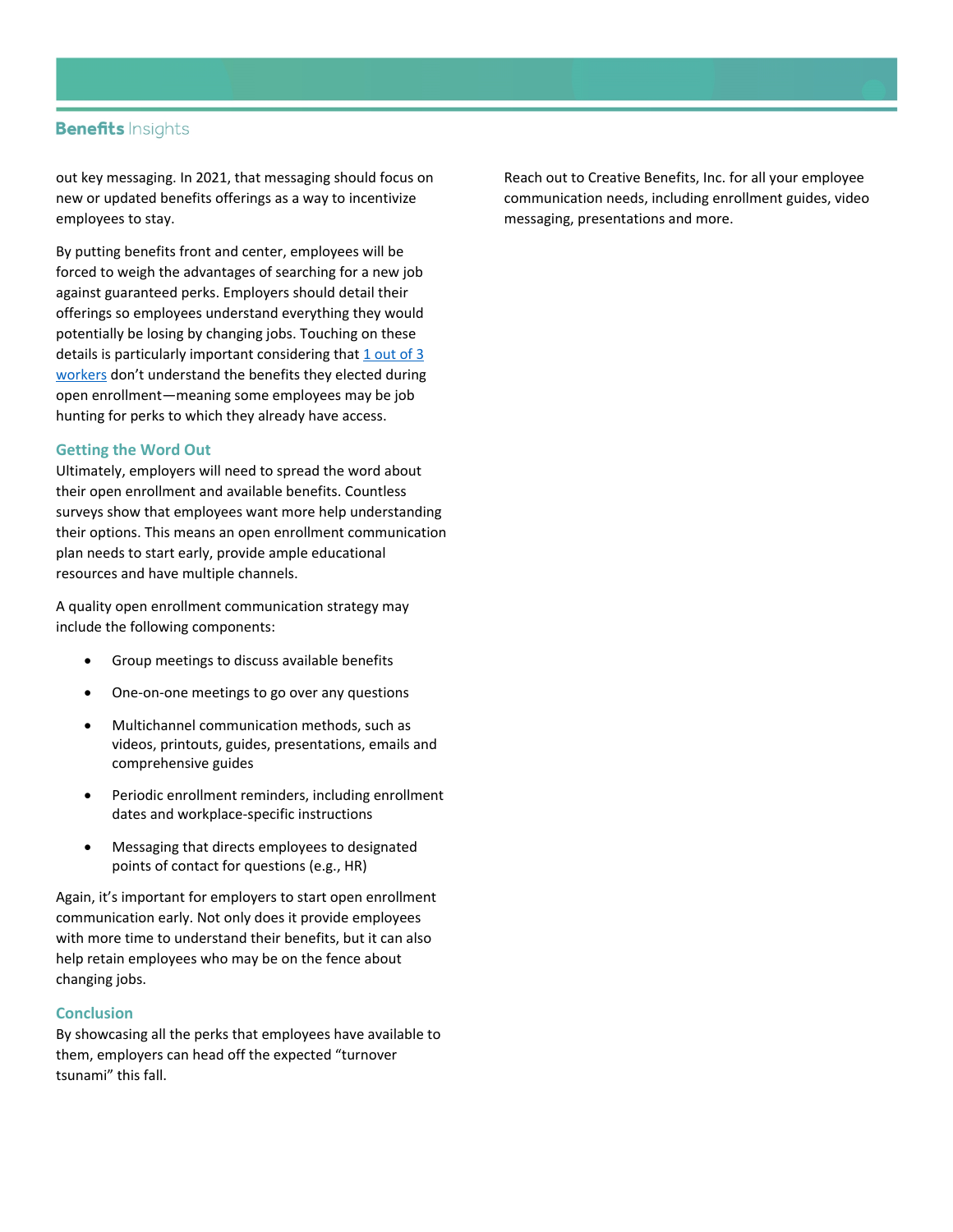out key messaging. In 2021, that messaging should focus on new or updated benefits offerings as a way to incentivize employees to stay.

By putting benefits front and center, employees will be forced to weigh the advantages of searching for a new job against guaranteed perks. Employers should detail their offerings so employees understand everything they would potentially be losing by changing jobs. Touching on these details is particularly important considering that 1 out of 3 workers don't understand the benefits they elected during open enrollment—meaning some employees may be job hunting for perks to which they already have access.

### Getting the Word Out

Ultimately, employers will need to spread the word about their open enrollment and available benefits. Countless surveys show that employees want more help understanding their options. This means an open enrollment communication plan needs to start early, provide ample educational resources and have multiple channels.

A quality open enrollment communication strategy may include the following components:

- Group meetings to discuss available benefits
- One-on-one meetings to go over any questions
- Multichannel communication methods, such as videos, printouts, guides, presentations, emails and comprehensive guides
- Periodic enrollment reminders, including enrollment dates and workplace-specific instructions
- Messaging that directs employees to designated points of contact for questions (e.g., HR)

Again, it's important for employers to start open enrollment communication early. Not only does it provide employees with more time to understand their benefits, but it can also help retain employees who may be on the fence about changing jobs.

### Conclusion

By showcasing all the perks that employees have available to them, employers can head off the expected "turnover tsunami" this fall.

Reach out to Creative Benefits, Inc. for all your employee communication needs, including enrollment guides, video messaging, presentations and more.